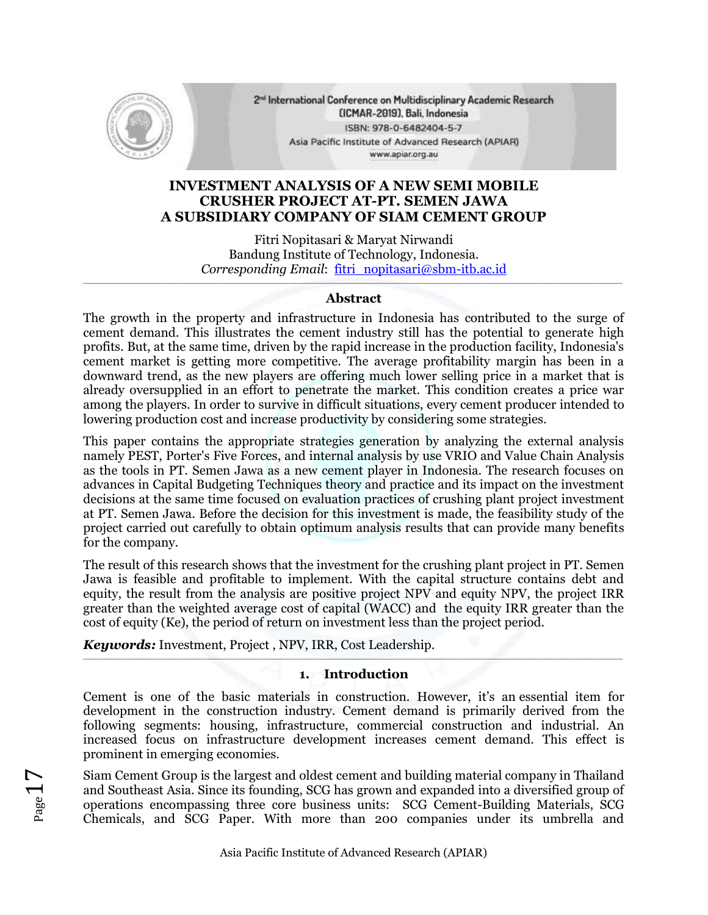# INVESTMENT ANALYSIS OF A NEW SEMI MOBILE CRUSHER PROJECT AT-PT. SEMEN JAWA A SUBSIDIARY COMPANY OF SIAM CEMENT GROUP

Fitri Nopitasari & Maryat Nirwandi
Bandung Institute of Technology, Indonesia.
*Corresponding Email*: fitri_nopitasari@sbm-itb.ac.id

---

## Abstract

The growth in the property and infrastructure in Indonesia has contributed to the surge of cement demand. This illustrates the cement industry still has the potential to generate high profits. But, at the same time, driven by the rapid increase in the production facility, Indonesia's cement market is getting more competitive. The average profitability margin has been in a downward trend, as the new players are offering much lower selling price in a market that is already oversupplied in an effort to penetrate the market. This condition creates a price war among the players. In order to survive in difficult situations, every cement producer intended to lowering production cost and increase productivity by considering some strategies.

This paper contains the appropriate strategies generation by analyzing the external analysis namely PEST, Porter's Five Forces, and internal analysis by use VRIO and Value Chain Analysis as the tools in PT. Semen Jawa as a new cement player in Indonesia. The research focuses on advances in Capital Budgeting Techniques theory and practice and its impact on the investment decisions at the same time focused on evaluation practices of crushing plant project investment at PT. Semen Jawa. Before the decision for this investment is made, the feasibility study of the project carried out carefully to obtain optimum analysis results that can provide many benefits for the company.

The result of this research shows that the investment for the crushing plant project in PT. Semen Jawa is feasible and profitable to implement. With the capital structure contains debt and equity, the result from the analysis are positive project NPV and equity NPV, the project IRR greater than the weighted average cost of capital (WACC) and the equity IRR greater than the cost of equity (Ke), the period of return on investment less than the project period.

***Keywords:*** Investment, Project , NPV, IRR, Cost Leadership.

---

## 1. Introduction

Cement is one of the basic materials in construction. However, it's an essential item for development in the construction industry. Cement demand is primarily derived from the following segments: housing, infrastructure, commercial construction and industrial. An increased focus on infrastructure development increases cement demand. This effect is prominent in emerging economies.

Siam Cement Group is the largest and oldest cement and building material company in Thailand and Southeast Asia. Since its founding, SCG has grown and expanded into a diversified group of operations encompassing three core business units: SCG Cement-Building Materials, SCG Chemicals, and SCG Paper. With more than 200 companies under its umbrella and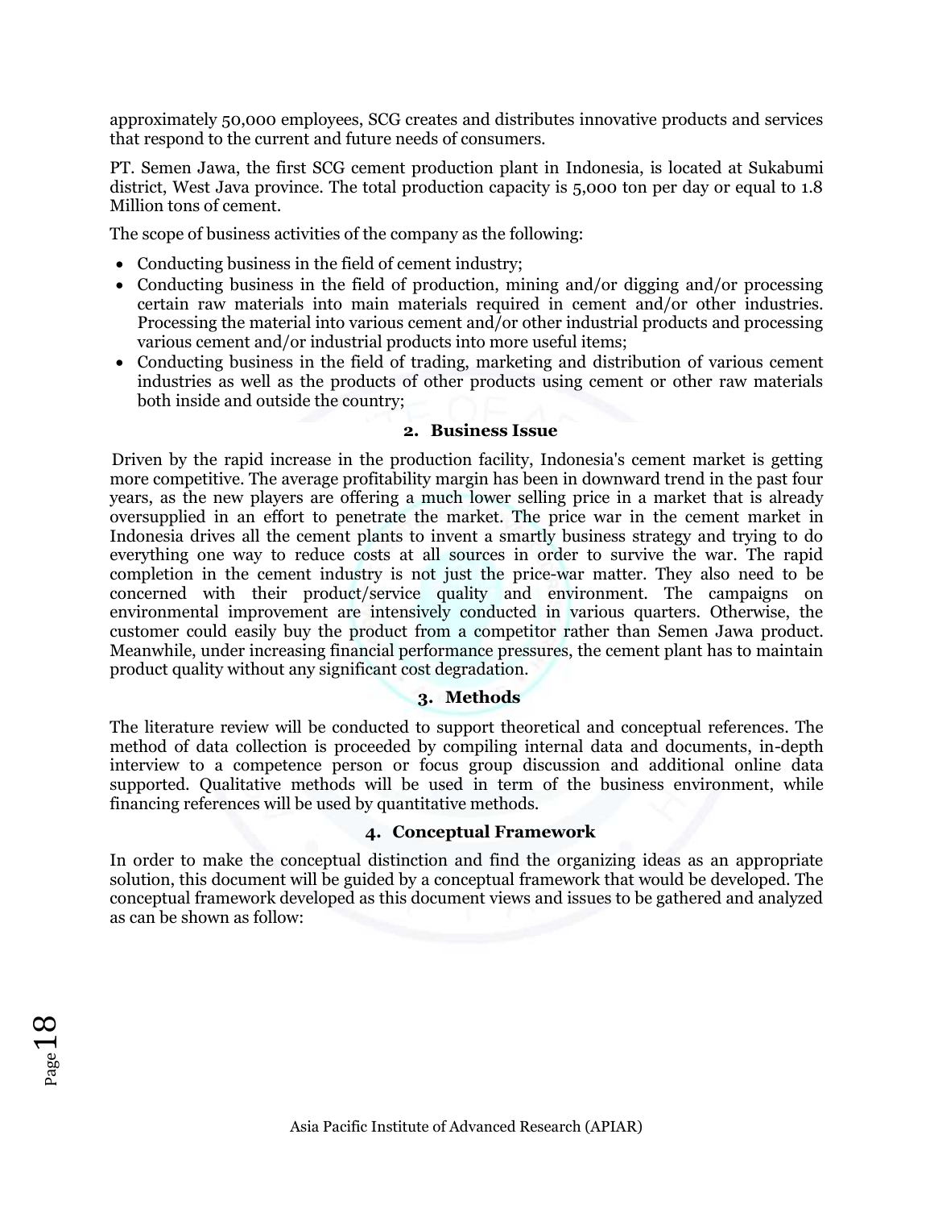approximately 50,000 employees, SCG creates and distributes innovative products and services that respond to the current and future needs of consumers.

PT. Semen Jawa, the first SCG cement production plant in Indonesia, is located at Sukabumi district, West Java province. The total production capacity is 5,000 ton per day or equal to 1.8 Million tons of cement.

The scope of business activities of the company as the following:

- Conducting business in the field of cement industry;
- Conducting business in the field of production, mining and/or digging and/or processing certain raw materials into main materials required in cement and/or other industries. Processing the material into various cement and/or other industrial products and processing various cement and/or industrial products into more useful items;
- Conducting business in the field of trading, marketing and distribution of various cement industries as well as the products of other products using cement or other raw materials both inside and outside the country;

### 2. Business Issue

Driven by the rapid increase in the production facility, Indonesia's cement market is getting more competitive. The average profitability margin has been in downward trend in the past four years, as the new players are offering a much lower selling price in a market that is already oversupplied in an effort to penetrate the market. The price war in the cement market in Indonesia drives all the cement plants to invent a smartly business strategy and trying to do everything one way to reduce costs at all sources in order to survive the war. The rapid completion in the cement industry is not just the price-war matter. They also need to be concerned with their product/service quality and environment. The campaigns on environmental improvement are intensively conducted in various quarters. Otherwise, the customer could easily buy the product from a competitor rather than Semen Jawa product. Meanwhile, under increasing financial performance pressures, the cement plant has to maintain product quality without any significant cost degradation.

### 3. Methods

The literature review will be conducted to support theoretical and conceptual references. The method of data collection is proceeded by compiling internal data and documents, in-depth interview to a competence person or focus group discussion and additional online data supported. Qualitative methods will be used in term of the business environment, while financing references will be used by quantitative methods.

### 4. Conceptual Framework

In order to make the conceptual distinction and find the organizing ideas as an appropriate solution, this document will be guided by a conceptual framework that would be developed. The conceptual framework developed as this document views and issues to be gathered and analyzed as can be shown as follow: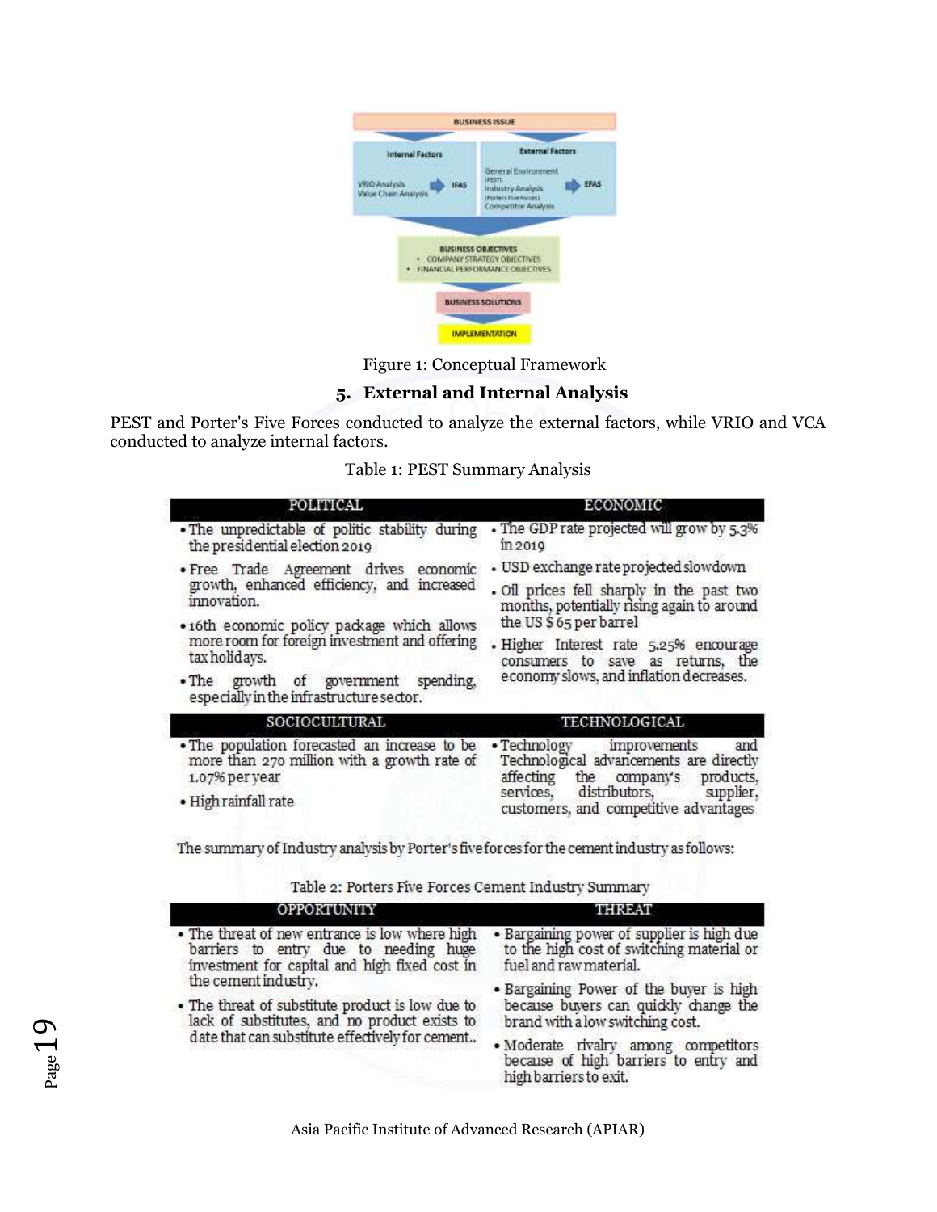Figure 1: Conceptual Framework

## 5. External and Internal Analysis

PEST and Porter's Five Forces conducted to analyze the external factors, while VRIO and VCA conducted to analyze internal factors.

Table 1: PEST Summary Analysis

| POLITICAL | ECONOMIC |
|---|---|
| • The unpredictable of politic stability during the presidential election 2019<br>• Free Trade Agreement drives economic growth, enhanced efficiency, and increased innovation.<br>• 16th economic policy package which allows more room for foreign investment and offering tax holidays.<br>• The growth of government spending, especially in the infrastructure sector. | • The GDP rate projected will grow by 5.3% in 2019<br>• USD exchange rate projected slowdown<br>• Oil prices fell sharply in the past two months, potentially rising again to around the US $ 65 per barrel<br>• Higher Interest rate 5.25% encourage consumers to save as returns, the economy slows, and inflation decreases. |
| **SOCIOCULTURAL** | **TECHNOLOGICAL** |
| • The population forecasted an increase to be more than 270 million with a growth rate of 1.07% per year<br>• High rainfall rate | • Technology improvements and Technological advancements are directly affecting the company's products, services, distributors, supplier, customers, and competitive advantages |

The summary of Industry analysis by Porter's five forces for the cement industry as follows:

Table 2: Porters Five Forces Cement Industry Summary

| OPPORTUNITY | THREAT |
|---|---|
| • The threat of new entrance is low where high barriers to entry due to needing huge investment for capital and high fixed cost in the cement industry.<br>• The threat of substitute product is low due to lack of substitutes, and no product exists to date that can substitute effectively for cement.. | • Bargaining power of supplier is high due to the high cost of switching material or fuel and raw material.<br>• Bargaining Power of the buyer is high because buyers can quickly change the brand with a low switching cost.<br>• Moderate rivalry among competitors because of high barriers to entry and high barriers to exit. |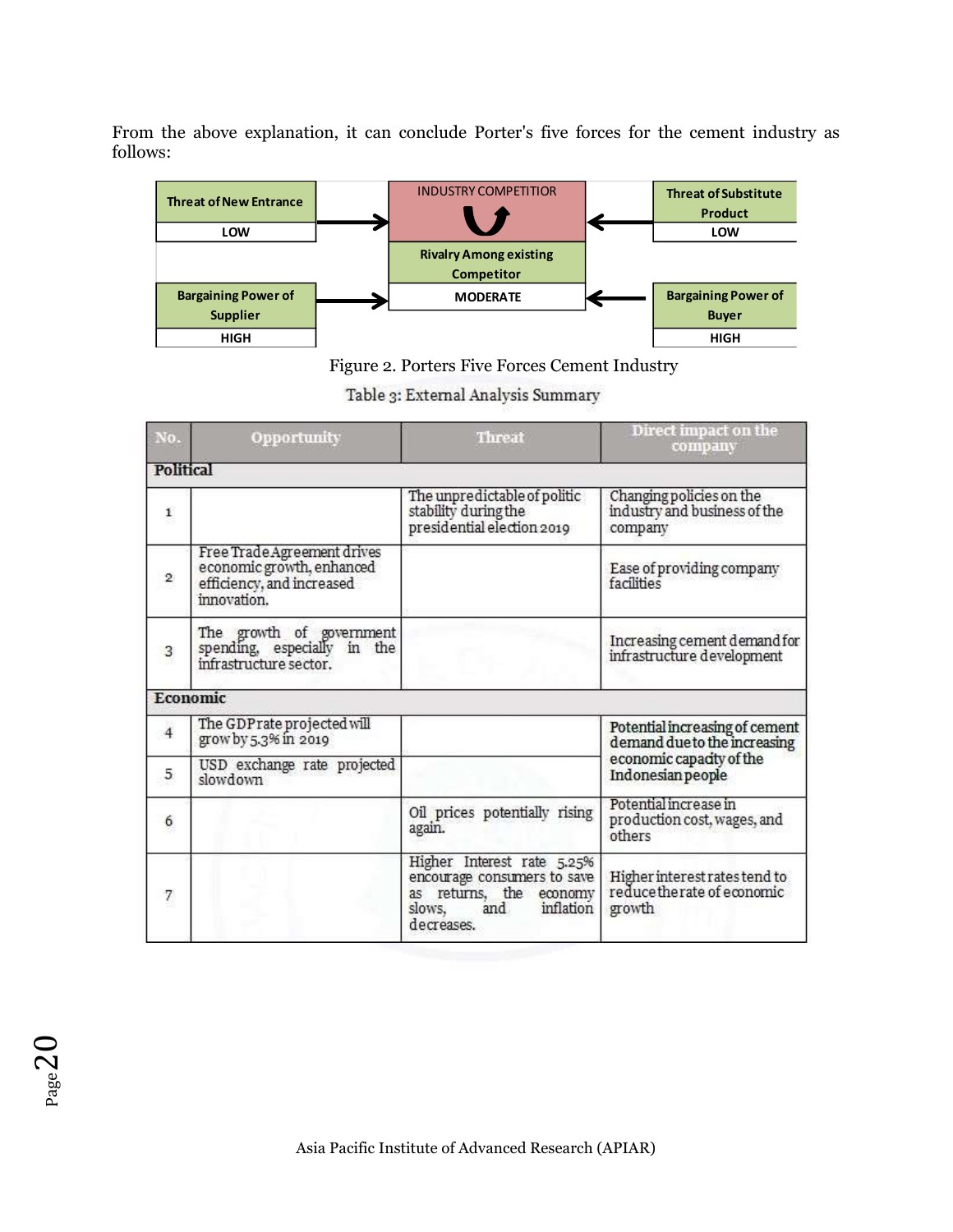From the above explanation, it can conclude Porter's five forces for the cement industry as follows:

| Threat of New Entrance | | INDUSTRY COMPETITIOR | | Threat of Substitute Product |
|---|---|---|---|---|
| LOW | → | Rivalry Among existing Competitor | ← | LOW |
| Bargaining Power of Supplier | → | MODERATE | ← | Bargaining Power of Buyer |
| HIGH | | | | HIGH |

Figure 2. Porters Five Forces Cement Industry

Table 3: External Analysis Summary

| No. | Opportunity | Threat | Direct impact on the company |
|---|---|---|---|
| **Political** | | | |
| 1 | | The unpredictable of politic stability during the presidential election 2019 | Changing policies on the industry and business of the company |
| 2 | Free Trade Agreement drives economic growth, enhanced efficiency, and increased innovation. | | Ease of providing company facilities |
| 3 | The growth of government spending, especially in the infrastructure sector. | | Increasing cement demand for infrastructure development |
| **Economic** | | | |
| 4 | The GDP rate projected will grow by 5.3% in 2019 | | Potential increasing of cement demand due to the increasing economic capacity of the Indonesian people |
| 5 | USD exchange rate projected slowdown | | |
| 6 | | Oil prices potentially rising again. | Potential increase in production cost, wages, and others |
| 7 | | Higher Interest rate 5.25% encourage consumers to save as returns, the economy slows, and inflation decreases. | Higher interest rates tend to reduce the rate of economic growth |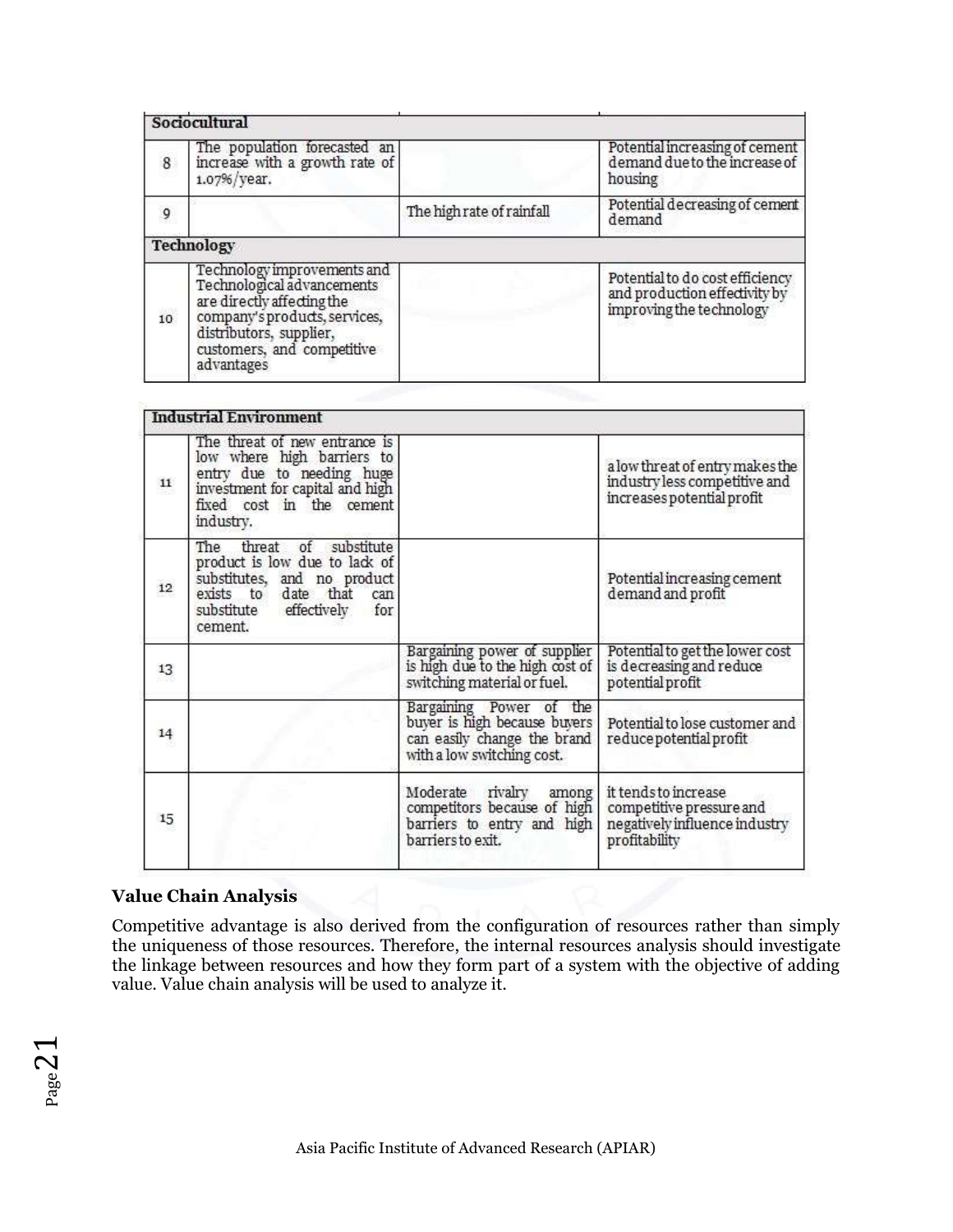| | | | |
|---|---|---|---|
| **Sociocultural** | | | |
| 8 | The population forecasted an increase with a growth rate of 1.07%/year. | | Potential increasing of cement demand due to the increase of housing |
| 9 | | The high rate of rainfall | Potential decreasing of cement demand |
| **Technology** | | | |
| 10 | Technology improvements and Technological advancements are directly affecting the company's products, services, distributors, supplier, customers, and competitive advantages | | Potential to do cost efficiency and production effectivity by improving the technology |

| | | | |
|---|---|---|---|
| **Industrial Environment** | | | |
| 11 | The threat of new entrance is low where high barriers to entry due to needing huge investment for capital and high fixed cost in the cement industry. | | a low threat of entry makes the industry less competitive and increases potential profit |
| 12 | The threat of substitute product is low due to lack of substitutes, and no product exists to date that can substitute effectively for cement. | | Potential increasing cement demand and profit |
| 13 | | Bargaining power of supplier is high due to the high cost of switching material or fuel. | Potential to get the lower cost is decreasing and reduce potential profit |
| 14 | | Bargaining Power of the buyer is high because buyers can easily change the brand with a low switching cost. | Potential to lose customer and reduce potential profit |
| 15 | | Moderate rivalry among competitors because of high barriers to entry and high barriers to exit. | it tends to increase competitive pressure and negatively influence industry profitability |

### Value Chain Analysis

Competitive advantage is also derived from the configuration of resources rather than simply the uniqueness of those resources. Therefore, the internal resources analysis should investigate the linkage between resources and how they form part of a system with the objective of adding value. Value chain analysis will be used to analyze it.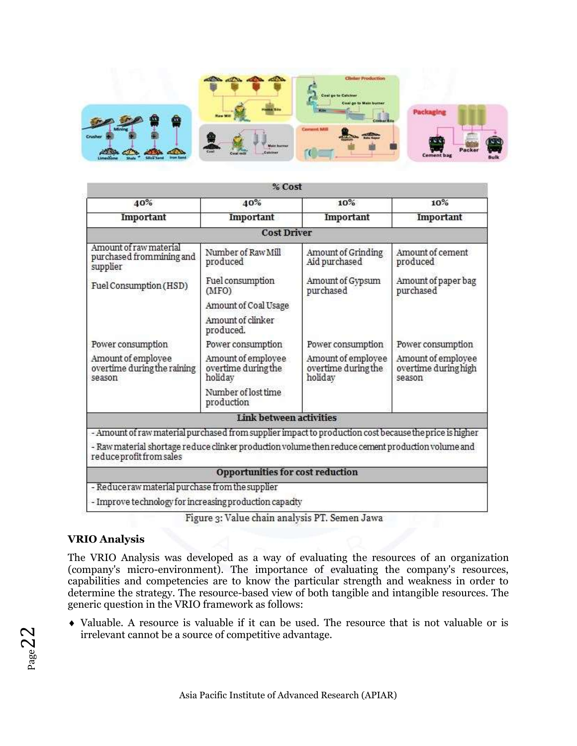| % Cost | | | |
|---|---|---|---|
| 40% | 40% | 10% | 10% |
| Important | Important | Important | Important |
| **Cost Driver** | | | |
| Amount of raw material purchased frommining and supplier<br>Fuel Consumption (HSD)<br>Power consumption<br>Amount of employee overtime during the raining season | Number of Raw Mill produced<br>Fuel consumption (MFO)<br>Amount of Coal Usage<br>Amount of clinker produced.<br>Power consumption<br>Amount of employee overtime during the holiday<br>Number of lost time production | Amount of Grinding Aid purchased<br>Amount of Gypsum purchased<br>Power consumption<br>Amount of employee overtime during the holiday | Amount of cement produced<br>Amount of paper bag purchased<br>Power consumption<br>Amount of employee overtime during high season |
| **Link between activities** | | | |
| - Amount of raw material purchased from supplier impact to production cost because the price is higher<br>- Raw material shortage reduce clinker production volume then reduce cement production volume and reduce profit from sales | | | |
| **Opportunities for cost reduction** | | | |
| - Reduce raw material purchase from the supplier<br>- Improve technology for increasing production capacity | | | |

Figure 3: Value chain analysis PT. Semen Jawa

**VRIO Analysis**

The VRIO Analysis was developed as a way of evaluating the resources of an organization (company's micro-environment). The importance of evaluating the company's resources, capabilities and competencies are to know the particular strength and weakness in order to determine the strategy. The resource-based view of both tangible and intangible resources. The generic question in the VRIO framework as follows:

- Valuable. A resource is valuable if it can be used. The resource that is not valuable or is irrelevant cannot be a source of competitive advantage.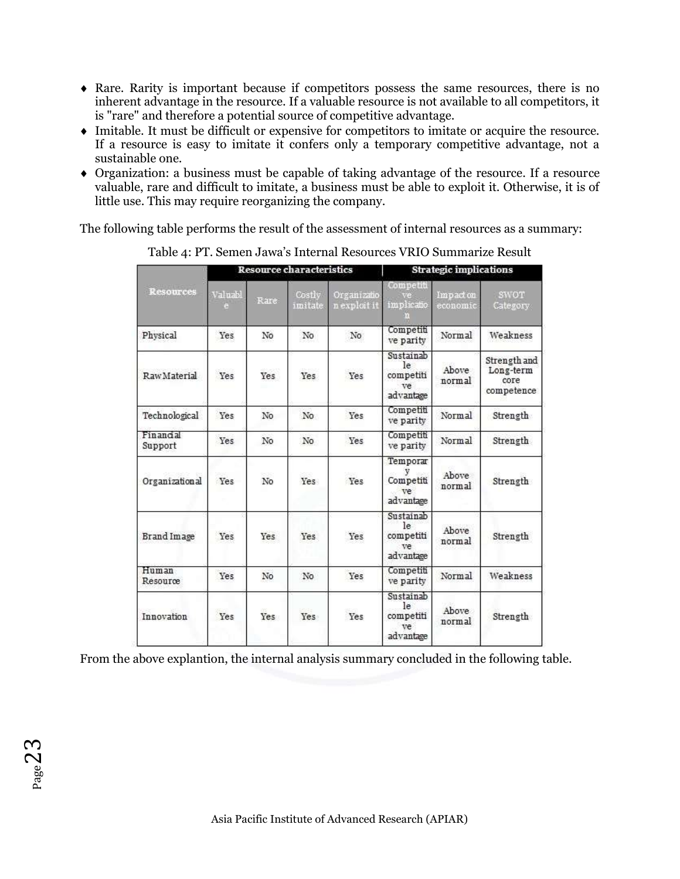- ♦ Rare. Rarity is important because if competitors possess the same resources, there is no inherent advantage in the resource. If a valuable resource is not available to all competitors, it is "rare" and therefore a potential source of competitive advantage.
- ♦ Imitable. It must be difficult or expensive for competitors to imitate or acquire the resource. If a resource is easy to imitate it confers only a temporary competitive advantage, not a sustainable one.
- ♦ Organization: a business must be capable of taking advantage of the resource. If a resource valuable, rare and difficult to imitate, a business must be able to exploit it. Otherwise, it is of little use. This may require reorganizing the company.

The following table performs the result of the assessment of internal resources as a summary:

Table 4: PT. Semen Jawa's Internal Resources VRIO Summarize Result

| Resources | Resource characteristics | | | | Strategic implications | | |
|---|---|---|---|---|---|---|---|
| | Valuable | Rare | Costly imitate | Organization exploit it | Competitive implication | Impact on economic | SWOT Category |
| Physical | Yes | No | No | No | Competitive parity | Normal | Weakness |
| Raw Material | Yes | Yes | Yes | Yes | Sustainable competitive advantage | Above normal | Strength and Long-term core competence |
| Technological | Yes | No | No | Yes | Competitive parity | Normal | Strength |
| Financial Support | Yes | No | No | Yes | Competitive parity | Normal | Strength |
| Organizational | Yes | No | Yes | Yes | Temporary Competitive advantage | Above normal | Strength |
| Brand Image | Yes | Yes | Yes | Yes | Sustainable competitive advantage | Above normal | Strength |
| Human Resource | Yes | No | No | Yes | Competitive parity | Normal | Weakness |
| Innovation | Yes | Yes | Yes | Yes | Sustainable competitive advantage | Above normal | Strength |

From the above explantion, the internal analysis summary concluded in the following table.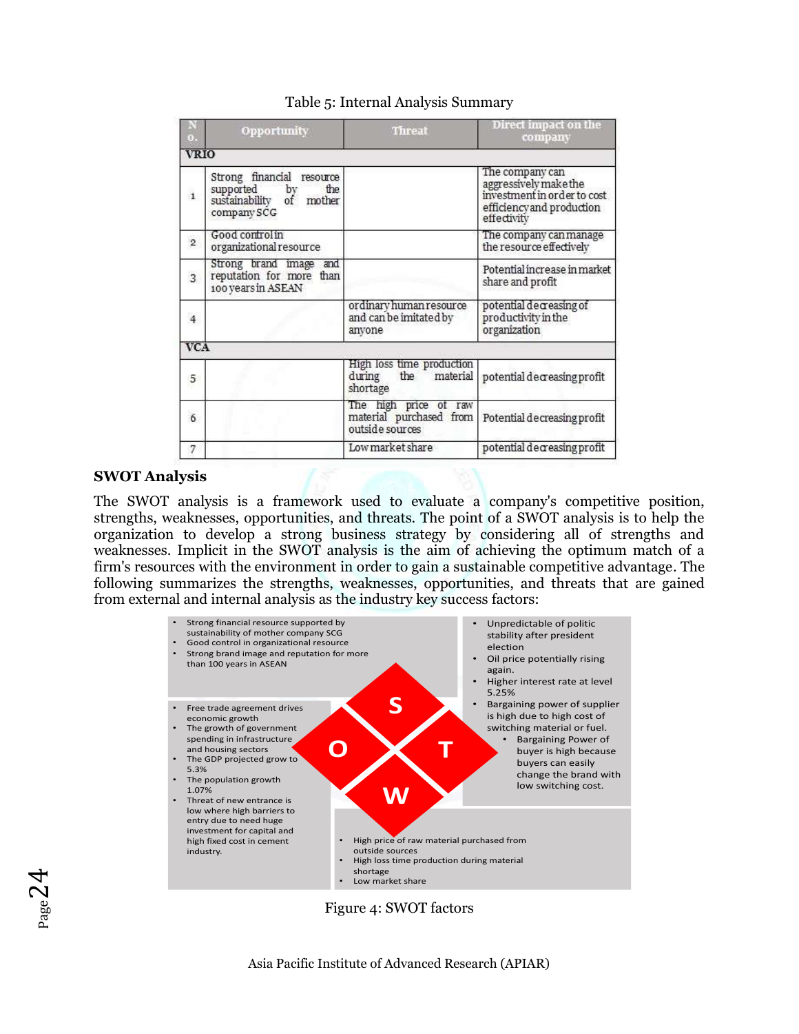Table 5: Internal Analysis Summary

| No. | Opportunity | Threat | Direct impact on the company |
|---|---|---|---|
| **VRIO** | | | |
| 1 | Strong financial resource supported by the sustainability of mother company SCG | | The company can aggressively make the investment in order to cost efficiency and production effectivity |
| 2 | Good control in organizational resource | | The company can manage the resource effectively |
| 3 | Strong brand image and reputation for more than 100 years in ASEAN | | Potential increase in market share and profit |
| 4 | | ordinary human resource and can be imitated by anyone | potential decreasing of productivity in the organization |
| **VCA** | | | |
| 5 | | High loss time production during the material shortage | potential decreasing profit |
| 6 | | The high price of raw material purchased from outside sources | Potential decreasing profit |
| 7 | | Low market share | potential decreasing profit |

## SWOT Analysis

The SWOT analysis is a framework used to evaluate a company's competitive position, strengths, weaknesses, opportunities, and threats. The point of a SWOT analysis is to help the organization to develop a strong business strategy by considering all of strengths and weaknesses. Implicit in the SWOT analysis is the aim of achieving the optimum match of a firm's resources with the environment in order to gain a sustainable competitive advantage. The following summarizes the strengths, weaknesses, opportunities, and threats that are gained from external and internal analysis as the industry key success factors:

**S**
- Strong financial resource supported by sustainability of mother company SCG
- Good control in organizational resource
- Strong brand image and reputation for more than 100 years in ASEAN

**O**
- Free trade agreement drives economic growth
- The growth of government spending in infrastructure and housing sectors
- The GDP projected grow to 5.3%
- The population growth 1.07%
- Threat of new entrance is low where high barriers to entry due to need huge investment for capital and high fixed cost in cement industry.

**T**
- Unpredictable of politic stability after president election
- Oil price potentially rising again.
- Higher interest rate at level 5.25%
- Bargaining power of supplier is high due to high cost of switching material or fuel.
- Bargaining Power of buyer is high because buyers can easily change the brand with low switching cost.

**W**
- High price of raw material purchased from outside sources
- High loss time production during material shortage
- Low market share

Figure 4: SWOT factors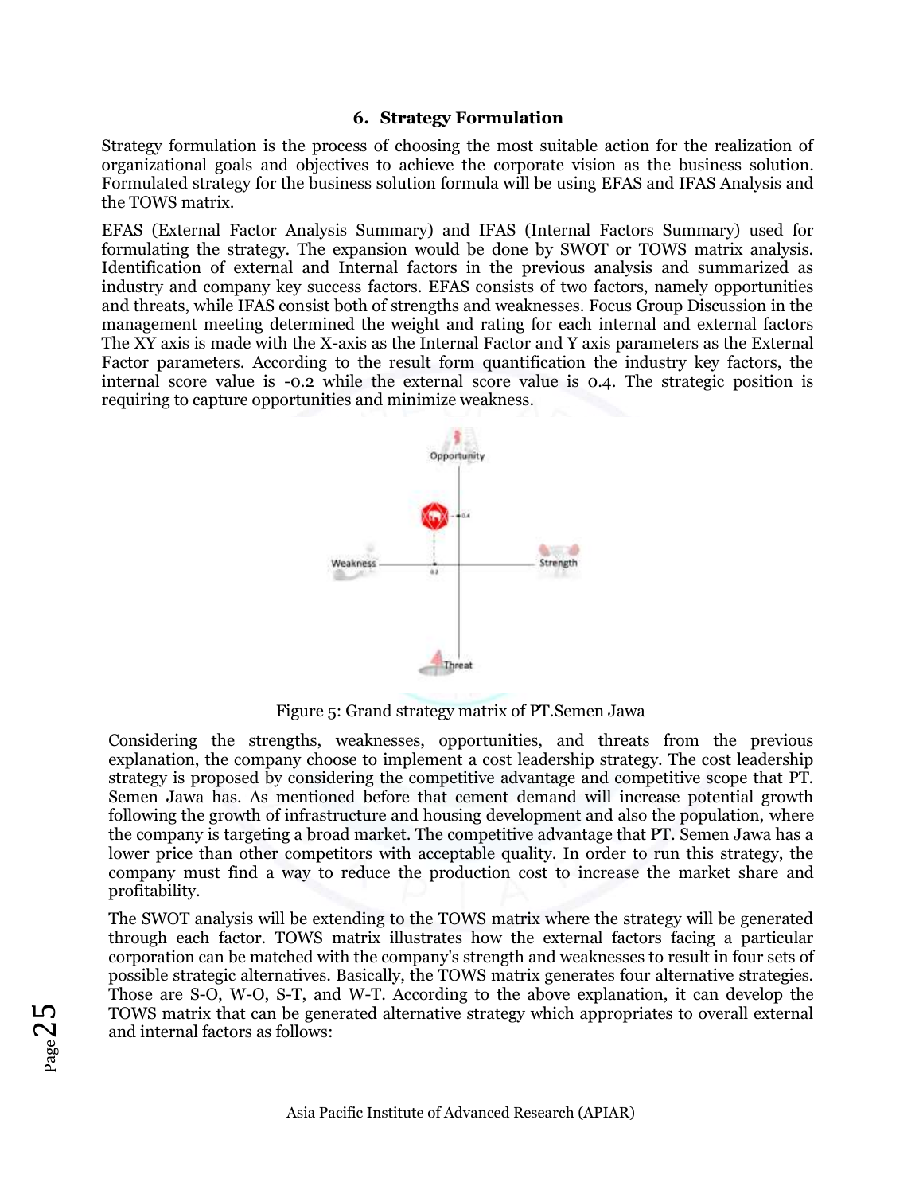## 6. Strategy Formulation

Strategy formulation is the process of choosing the most suitable action for the realization of organizational goals and objectives to achieve the corporate vision as the business solution. Formulated strategy for the business solution formula will be using EFAS and IFAS Analysis and the TOWS matrix.

EFAS (External Factor Analysis Summary) and IFAS (Internal Factors Summary) used for formulating the strategy. The expansion would be done by SWOT or TOWS matrix analysis. Identification of external and Internal factors in the previous analysis and summarized as industry and company key success factors. EFAS consists of two factors, namely opportunities and threats, while IFAS consist both of strengths and weaknesses. Focus Group Discussion in the management meeting determined the weight and rating for each internal and external factors The XY axis is made with the X-axis as the Internal Factor and Y axis parameters as the External Factor parameters. According to the result form quantification the industry key factors, the internal score value is -0.2 while the external score value is 0.4. The strategic position is requiring to capture opportunities and minimize weakness.

Figure 5: Grand strategy matrix of PT.Semen Jawa

Considering the strengths, weaknesses, opportunities, and threats from the previous explanation, the company choose to implement a cost leadership strategy. The cost leadership strategy is proposed by considering the competitive advantage and competitive scope that PT. Semen Jawa has. As mentioned before that cement demand will increase potential growth following the growth of infrastructure and housing development and also the population, where the company is targeting a broad market. The competitive advantage that PT. Semen Jawa has a lower price than other competitors with acceptable quality. In order to run this strategy, the company must find a way to reduce the production cost to increase the market share and profitability.

The SWOT analysis will be extending to the TOWS matrix where the strategy will be generated through each factor. TOWS matrix illustrates how the external factors facing a particular corporation can be matched with the company's strength and weaknesses to result in four sets of possible strategic alternatives. Basically, the TOWS matrix generates four alternative strategies. Those are S-O, W-O, S-T, and W-T. According to the above explanation, it can develop the TOWS matrix that can be generated alternative strategy which appropriates to overall external and internal factors as follows: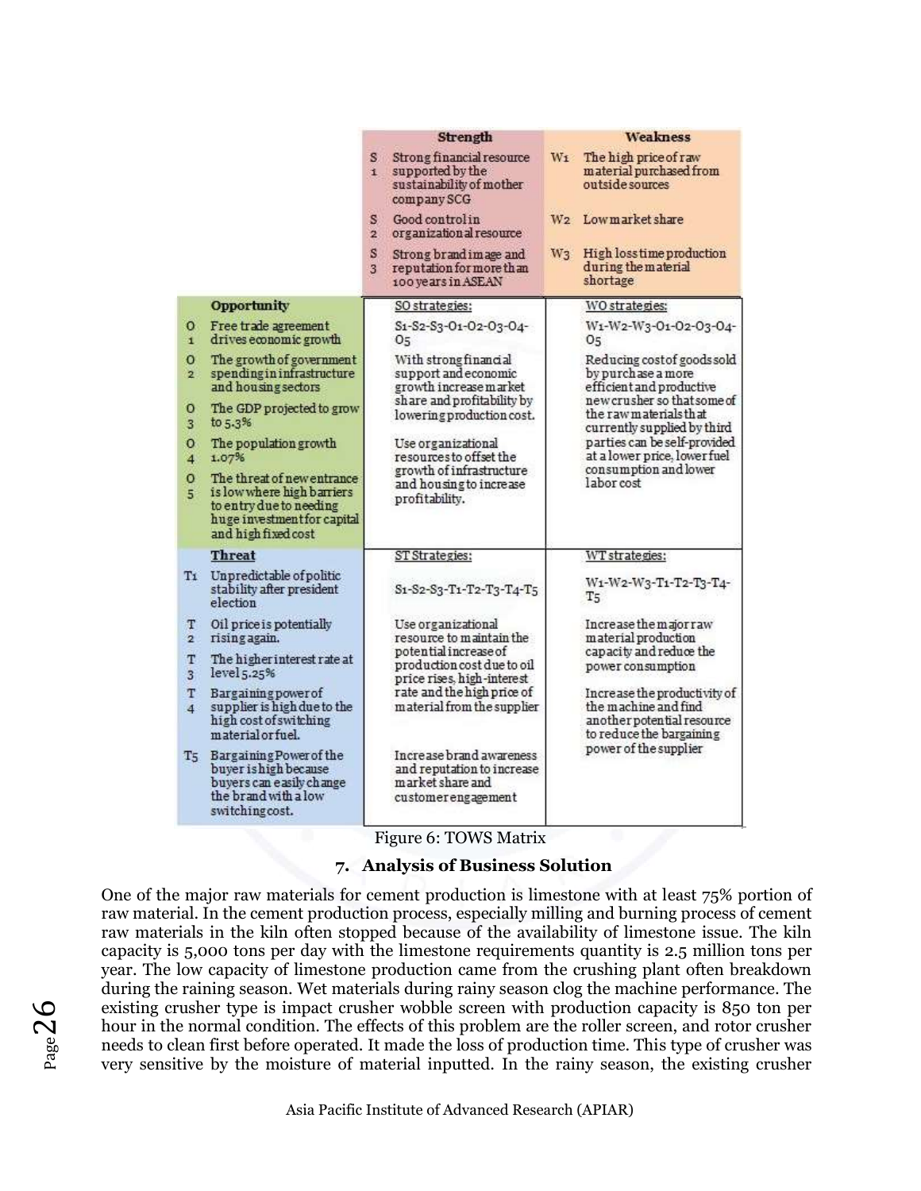| | Strength | Weakness |
|---|---|---|
| | S1 Strong financial resource supported by the sustainability of mother company SCG<br>S2 Good control in organizational resource<br>S3 Strong brand image and reputation for more than 100 years in ASEAN | W1 The high price of raw material purchased from outside sources<br>W2 Low market share<br>W3 High loss time production during the material shortage |
| **Opportunity**<br>O1 Free trade agreement drives economic growth<br>O2 The growth of government spending in infrastructure and housing sectors<br>O3 The GDP projected to grow to 5.3%<br>O4 The population growth 1.07%<br>O5 The threat of new entrance is low where high barriers to entry due to needing huge investment for capital and high fixed cost | SO strategies:<br>S1-S2-S3-O1-O2-O3-O4-O5<br>With strong financial support and economic growth increase market share and profitability by lowering production cost.<br>Use organizational resources to offset the growth of infrastructure and housing to increase profitability. | WO strategies:<br>W1-W2-W3-O1-O2-O3-O4-O5<br>Reducing cost of goods sold by purchase a more efficient and productive new crusher so that some of the raw materials that currently supplied by third parties can be self-provided at a lower price, lower fuel consumption and lower labor cost |
| **Threat**<br>T1 Unpredictable of politic stability after president election<br>T2 Oil price is potentially rising again.<br>T3 The higher interest rate at level 5.25%<br>T4 Bargaining power of supplier is high due to the high cost of switching material or fuel.<br>T5 Bargaining Power of the buyer is high because buyers can easily change the brand with a low switching cost. | ST Strategies:<br>S1-S2-S3-T1-T2-T3-T4-T5<br>Use organizational resource to maintain the potential increase of production cost due to oil price rises, high-interest rate and the high price of material from the supplier<br>Increase brand awareness and reputation to increase market share and customer engagement | WT strategies:<br>W1-W2-W3-T1-T2-T3-T4-T5<br>Increase the major raw material production capacity and reduce the power consumption<br>Increase the productivity of the machine and find another potential resource to reduce the bargaining power of the supplier |

Figure 6: TOWS Matrix

## 7. Analysis of Business Solution

One of the major raw materials for cement production is limestone with at least 75% portion of raw material. In the cement production process, especially milling and burning process of cement raw materials in the kiln often stopped because of the availability of limestone issue. The kiln capacity is 5,000 tons per day with the limestone requirements quantity is 2.5 million tons per year. The low capacity of limestone production came from the crushing plant often breakdown during the raining season. Wet materials during rainy season clog the machine performance. The existing crusher type is impact crusher wobble screen with production capacity is 850 ton per hour in the normal condition. The effects of this problem are the roller screen, and rotor crusher needs to clean first before operated. It made the loss of production time. This type of crusher was very sensitive by the moisture of material inputted. In the rainy season, the existing crusher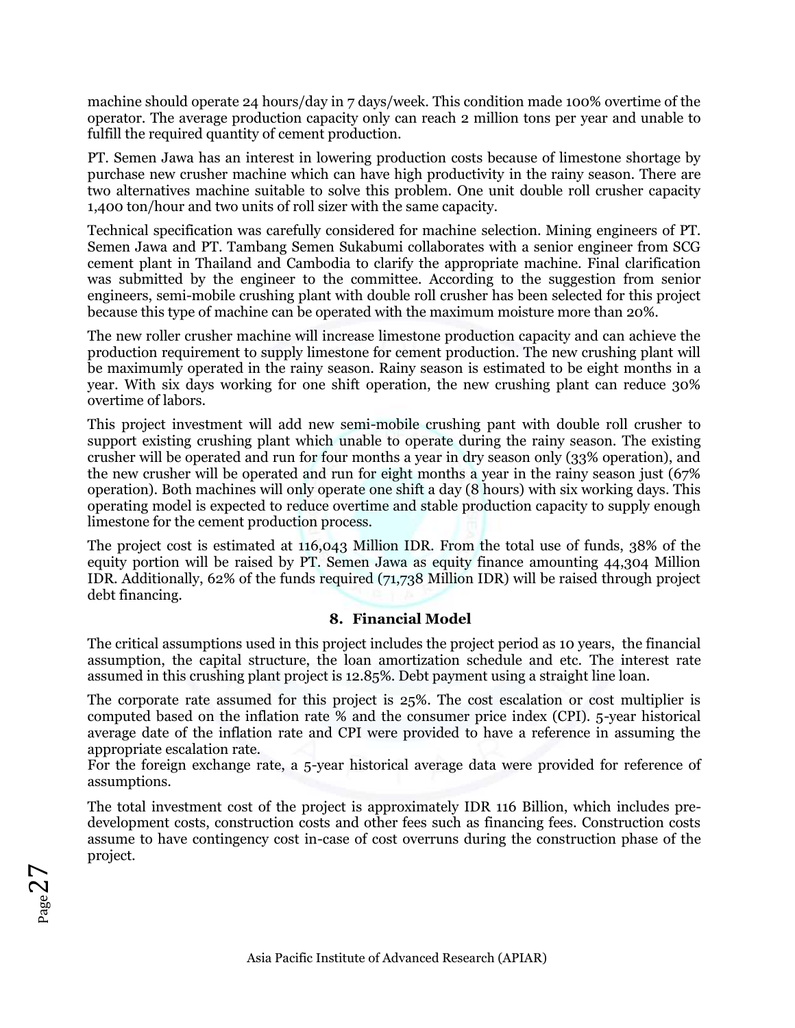machine should operate 24 hours/day in 7 days/week. This condition made 100% overtime of the operator. The average production capacity only can reach 2 million tons per year and unable to fulfill the required quantity of cement production.

PT. Semen Jawa has an interest in lowering production costs because of limestone shortage by purchase new crusher machine which can have high productivity in the rainy season. There are two alternatives machine suitable to solve this problem. One unit double roll crusher capacity 1,400 ton/hour and two units of roll sizer with the same capacity.

Technical specification was carefully considered for machine selection. Mining engineers of PT. Semen Jawa and PT. Tambang Semen Sukabumi collaborates with a senior engineer from SCG cement plant in Thailand and Cambodia to clarify the appropriate machine. Final clarification was submitted by the engineer to the committee. According to the suggestion from senior engineers, semi-mobile crushing plant with double roll crusher has been selected for this project because this type of machine can be operated with the maximum moisture more than 20%.

The new roller crusher machine will increase limestone production capacity and can achieve the production requirement to supply limestone for cement production. The new crushing plant will be maximumly operated in the rainy season. Rainy season is estimated to be eight months in a year. With six days working for one shift operation, the new crushing plant can reduce 30% overtime of labors.

This project investment will add new semi-mobile crushing pant with double roll crusher to support existing crushing plant which unable to operate during the rainy season. The existing crusher will be operated and run for four months a year in dry season only (33% operation), and the new crusher will be operated and run for eight months a year in the rainy season just (67% operation). Both machines will only operate one shift a day (8 hours) with six working days. This operating model is expected to reduce overtime and stable production capacity to supply enough limestone for the cement production process.

The project cost is estimated at 116,043 Million IDR. From the total use of funds, 38% of the equity portion will be raised by PT. Semen Jawa as equity finance amounting 44,304 Million IDR. Additionally, 62% of the funds required (71,738 Million IDR) will be raised through project debt financing.

## 8. Financial Model

The critical assumptions used in this project includes the project period as 10 years, the financial assumption, the capital structure, the loan amortization schedule and etc. The interest rate assumed in this crushing plant project is 12.85%. Debt payment using a straight line loan.

The corporate rate assumed for this project is 25%. The cost escalation or cost multiplier is computed based on the inflation rate % and the consumer price index (CPI). 5-year historical average date of the inflation rate and CPI were provided to have a reference in assuming the appropriate escalation rate.
For the foreign exchange rate, a 5-year historical average data were provided for reference of assumptions.

The total investment cost of the project is approximately IDR 116 Billion, which includes pre-development costs, construction costs and other fees such as financing fees. Construction costs assume to have contingency cost in-case of cost overruns during the construction phase of the project.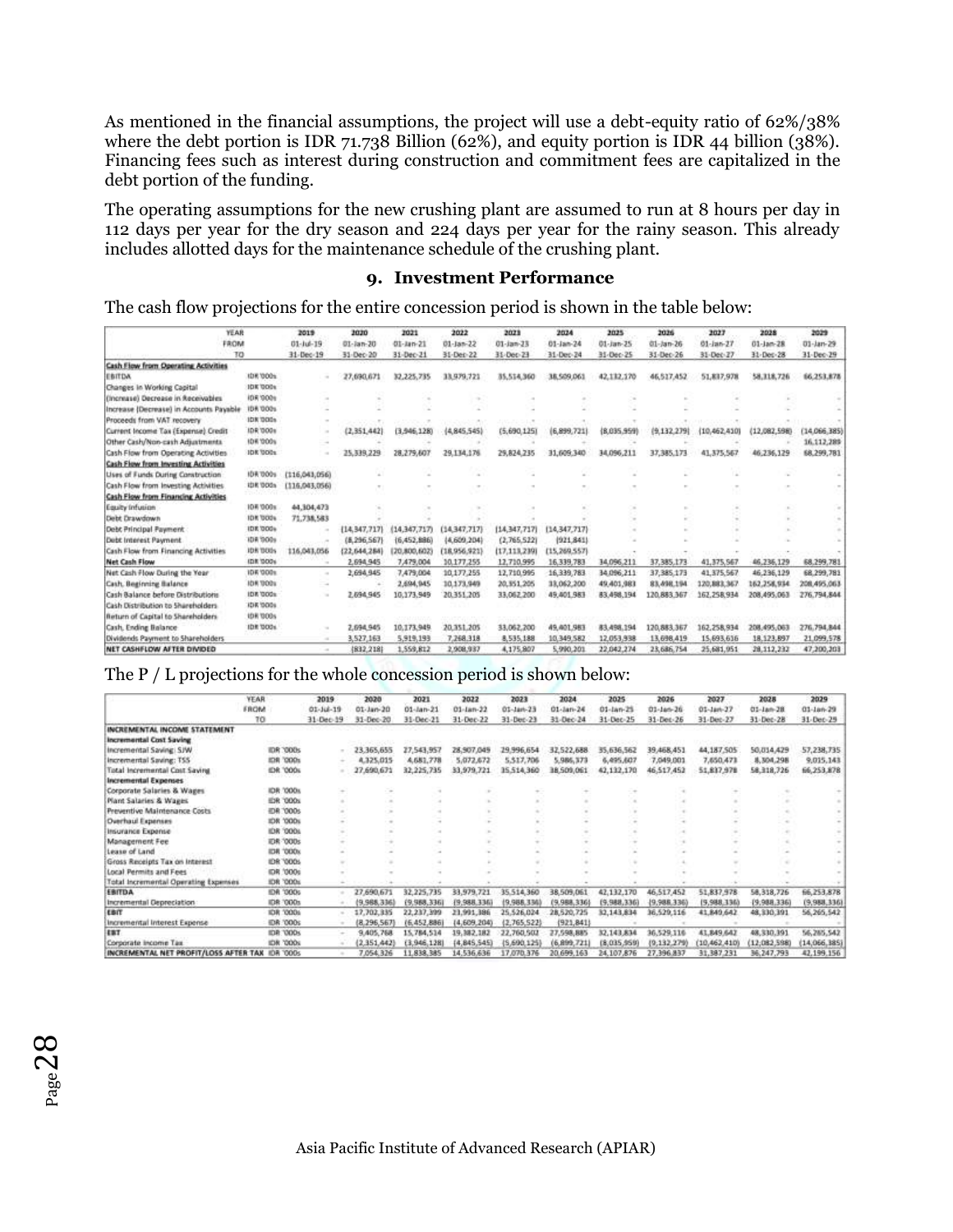As mentioned in the financial assumptions, the project will use a debt-equity ratio of 62%/38% where the debt portion is IDR 71.738 Billion (62%), and equity portion is IDR 44 billion (38%). Financing fees such as interest during construction and commitment fees are capitalized in the debt portion of the funding.

The operating assumptions for the new crushing plant are assumed to run at 8 hours per day in 112 days per year for the dry season and 224 days per year for the rainy season. This already includes allotted days for the maintenance schedule of the crushing plant.

## 9. Investment Performance

The cash flow projections for the entire concession period is shown in the table below:

| YEAR | | 2019 | 2020 | 2021 | 2022 | 2023 | 2024 | 2025 | 2026 | 2027 | 2028 | 2029 |
|---|---|---|---|---|---|---|---|---|---|---|---|---|
| FROM | | 01-Jul-19 | 01-Jan-20 | 01-Jan-21 | 01-Jan-22 | 01-Jan-23 | 01-Jan-24 | 01-Jan-25 | 01-Jan-26 | 01-Jan-27 | 01-Jan-28 | 01-Jan-29 |
| TO | | 31-Dec-19 | 31-Dec-20 | 31-Dec-21 | 31-Dec-22 | 31-Dec-23 | 31-Dec-24 | 31-Dec-25 | 31-Dec-26 | 31-Dec-27 | 31-Dec-28 | 31-Dec-29 |
| **Cash Flow from Operating Activities** | | | | | | | | | | | | |
| EBITDA | IDR '000s | - | 27,690,671 | 32,225,735 | 33,979,721 | 35,514,360 | 38,509,061 | 42,132,170 | 46,517,452 | 51,837,978 | 58,318,726 | 66,253,878 |
| Changes in Working Capital | IDR '000s | | | | | | | | | | | |
| (Increase) Decrease in Receivables | IDR '000s | - | - | - | - | - | - | - | - | - | - | - |
| Increase (Decrease) in Accounts Payable | IDR '000s | - | - | - | - | - | - | - | - | - | - | - |
| Proceeds from VAT recovery | IDR '000s | - | - | - | - | - | - | - | - | - | - | - |
| Current Income Tax (Expense) Credit | IDR '000s | - | (2,351,442) | (3,946,128) | (4,845,545) | (5,690,125) | (6,899,721) | (8,035,959) | (9,132,279) | (10,462,410) | (12,082,598) | (14,066,385) |
| Other Cash/Non-cash Adjustments | IDR '000s | - | - | - | - | - | - | - | - | - | - | 16,112,289 |
| Cash Flow from Operating Activities | IDR '000s | - | 25,339,229 | 28,279,607 | 29,134,176 | 29,824,235 | 31,609,340 | 34,096,211 | 37,385,173 | 41,375,567 | 46,236,129 | 68,299,781 |
| **Cash Flow from Investing Activities** | | | | | | | | | | | | |
| Uses of Funds During Construction | IDR '000s | (116,043,056) | - | - | - | - | - | - | - | - | - | - |
| Cash Flow from Investing Activities | IDR '000s | (116,043,056) | - | - | - | - | - | - | - | - | - | - |
| **Cash Flow from Financing Activities** | | | | | | | | | | | | |
| Equity Infusion | IDR '000s | 44,304,473 | - | - | - | - | - | - | - | - | - | - |
| Debt Drawdown | IDR '000s | 71,738,583 | - | - | - | - | - | - | - | - | - | - |
| Debt Principal Payment | IDR '000s | - | (14,347,717) | (14,347,717) | (14,347,717) | (14,347,717) | (14,347,717) | - | - | - | - | - |
| Debt Interest Payment | IDR '000s | - | (8,296,567) | (6,452,886) | (4,609,204) | (2,765,522) | (921,841) | - | - | - | - | - |
| Cash Flow from Financing Activities | IDR '000s | 116,043,056 | (22,644,284) | (20,800,602) | (18,956,921) | (17,113,239) | (15,269,557) | - | - | - | - | - |
| **Net Cash Flow** | IDR '000s | - | 2,694,945 | 7,479,004 | 10,177,255 | 12,710,995 | 16,339,783 | 34,096,211 | 37,385,173 | 41,375,567 | 46,236,129 | 68,299,781 |
| Net Cash Flow During the Year | IDR '000s | - | 2,694,945 | 7,479,004 | 10,177,255 | 12,710,995 | 16,339,783 | 34,096,211 | 37,385,173 | 41,375,567 | 46,236,129 | 68,299,781 |
| Cash, Beginning Balance | IDR '000s | - | - | 2,694,945 | 10,173,949 | 20,351,205 | 33,062,200 | 49,401,983 | 83,498,194 | 120,883,367 | 162,258,934 | 208,495,063 |
| Cash Balance before Distributions | IDR '000s | - | 2,694,945 | 10,173,949 | 20,351,205 | 33,062,200 | 49,401,983 | 83,498,194 | 120,883,367 | 162,258,934 | 208,495,063 | 276,794,844 |
| Cash Distribution to Shareholders | IDR '000s | | | | | | | | | | | |
| Return of Capital to Shareholders | IDR '000s | | | | | | | | | | | |
| Cash, Ending Balance | IDR '000s | - | 2,694,945 | 10,173,949 | 20,351,205 | 33,062,200 | 49,401,983 | 83,498,194 | 120,883,367 | 162,258,934 | 208,495,063 | 276,794,844 |
| Dividends Payment to Shareholders | | - | 3,527,163 | 5,919,193 | 7,268,318 | 8,535,188 | 10,349,582 | 12,053,938 | 13,698,419 | 15,693,616 | 18,123,897 | 21,099,578 |
| **NET CASHFLOW AFTER DIVIDED** | | - | (832,218) | 1,559,812 | 2,908,937 | 4,175,807 | 5,990,201 | 22,042,274 | 23,686,754 | 25,681,951 | 28,112,232 | 47,200,203 |

The P / L projections for the whole concession period is shown below:

| YEAR | | 2019 | 2020 | 2021 | 2022 | 2023 | 2024 | 2025 | 2026 | 2027 | 2028 | 2029 |
|---|---|---|---|---|---|---|---|---|---|---|---|---|
| FROM | | 01-Jul-19 | 01-Jan-20 | 01-Jan-21 | 01-Jan-22 | 01-Jan-23 | 01-Jan-24 | 01-Jan-25 | 01-Jan-26 | 01-Jan-27 | 01-Jan-28 | 01-Jan-29 |
| TO | | 31-Dec-19 | 31-Dec-20 | 31-Dec-21 | 31-Dec-22 | 31-Dec-23 | 31-Dec-24 | 31-Dec-25 | 31-Dec-26 | 31-Dec-27 | 31-Dec-28 | 31-Dec-29 |
| **INCREMENTAL INCOME STATEMENT** | | | | | | | | | | | | |
| **Incremental Cost Saving** | | | | | | | | | | | | |
| Incremental Saving: SJW | IDR '000s | - | 23,365,655 | 27,543,957 | 28,907,049 | 29,996,654 | 32,522,688 | 35,636,562 | 39,468,451 | 44,187,505 | 50,014,429 | 57,238,735 |
| Incremental Saving: TSS | IDR '000s | - | 4,325,015 | 4,681,778 | 5,072,672 | 5,517,706 | 5,986,373 | 6,495,607 | 7,049,001 | 7,650,473 | 8,304,298 | 9,015,143 |
| Total Incremental Cost Saving | IDR '000s | - | 27,690,671 | 32,225,735 | 33,979,721 | 35,514,360 | 38,509,061 | 42,132,170 | 46,517,452 | 51,837,978 | 58,318,726 | 66,253,878 |
| **Incremental Expenses** | | | | | | | | | | | | |
| Corporate Salaries & Wages | IDR '000s | - | - | - | - | - | - | - | - | - | - | - |
| Plant Salaries & Wages | IDR '000s | - | - | - | - | - | - | - | - | - | - | - |
| Preventive Maintenance Costs | IDR '000s | - | - | - | - | - | - | - | - | - | - | - |
| Overhaul Expenses | IDR '000s | - | - | - | - | - | - | - | - | - | - | - |
| Insurance Expense | IDR '000s | - | - | - | - | - | - | - | - | - | - | - |
| Management Fee | IDR '000s | - | - | - | - | - | - | - | - | - | - | - |
| Lease of Land | IDR '000s | - | - | - | - | - | - | - | - | - | - | - |
| Gross Receipts Tax on Interest | IDR '000s | - | - | - | - | - | - | - | - | - | - | - |
| Local Permits and Fees | IDR '000s | - | - | - | - | - | - | - | - | - | - | - |
| Total Incremental Operating Expenses | IDR '000s | - | - | - | - | - | - | - | - | - | - | - |
| **EBITDA** | IDR '000s | - | 27,690,671 | 32,225,735 | 33,979,721 | 35,514,360 | 38,509,061 | 42,132,170 | 46,517,452 | 51,837,978 | 58,318,726 | 66,253,878 |
| Incremental Depreciation | IDR '000s | - | (9,988,336) | (9,988,336) | (9,988,336) | (9,988,336) | (9,988,336) | (9,988,336) | (9,988,336) | (9,988,336) | (9,988,336) | (9,988,336) |
| **EBIT** | IDR '000s | - | 17,702,335 | 22,237,399 | 23,991,386 | 25,526,024 | 28,520,725 | 32,143,834 | 36,529,116 | 41,849,642 | 48,330,391 | 56,265,542 |
| Incremental Interest Expense | IDR '000s | - | (8,296,567) | (6,452,886) | (4,609,204) | (2,765,522) | (921,841) | - | - | - | - | - |
| **EBT** | IDR '000s | - | 9,405,768 | 15,784,514 | 19,382,182 | 22,760,502 | 27,598,885 | 32,143,834 | 36,529,116 | 41,849,642 | 48,330,391 | 56,265,542 |
| Corporate Income Tax | IDR '000s | - | (2,351,442) | (3,946,128) | (4,845,545) | (5,690,125) | (6,899,721) | (8,035,959) | (9,132,279) | (10,462,410) | (12,082,598) | (14,066,385) |
| **INCREMENTAL NET PROFIT/LOSS AFTER TAX** | IDR '000s | - | 7,054,326 | 11,838,385 | 14,536,636 | 17,070,376 | 20,699,163 | 24,107,876 | 27,396,837 | 31,387,231 | 36,247,793 | 42,199,156 |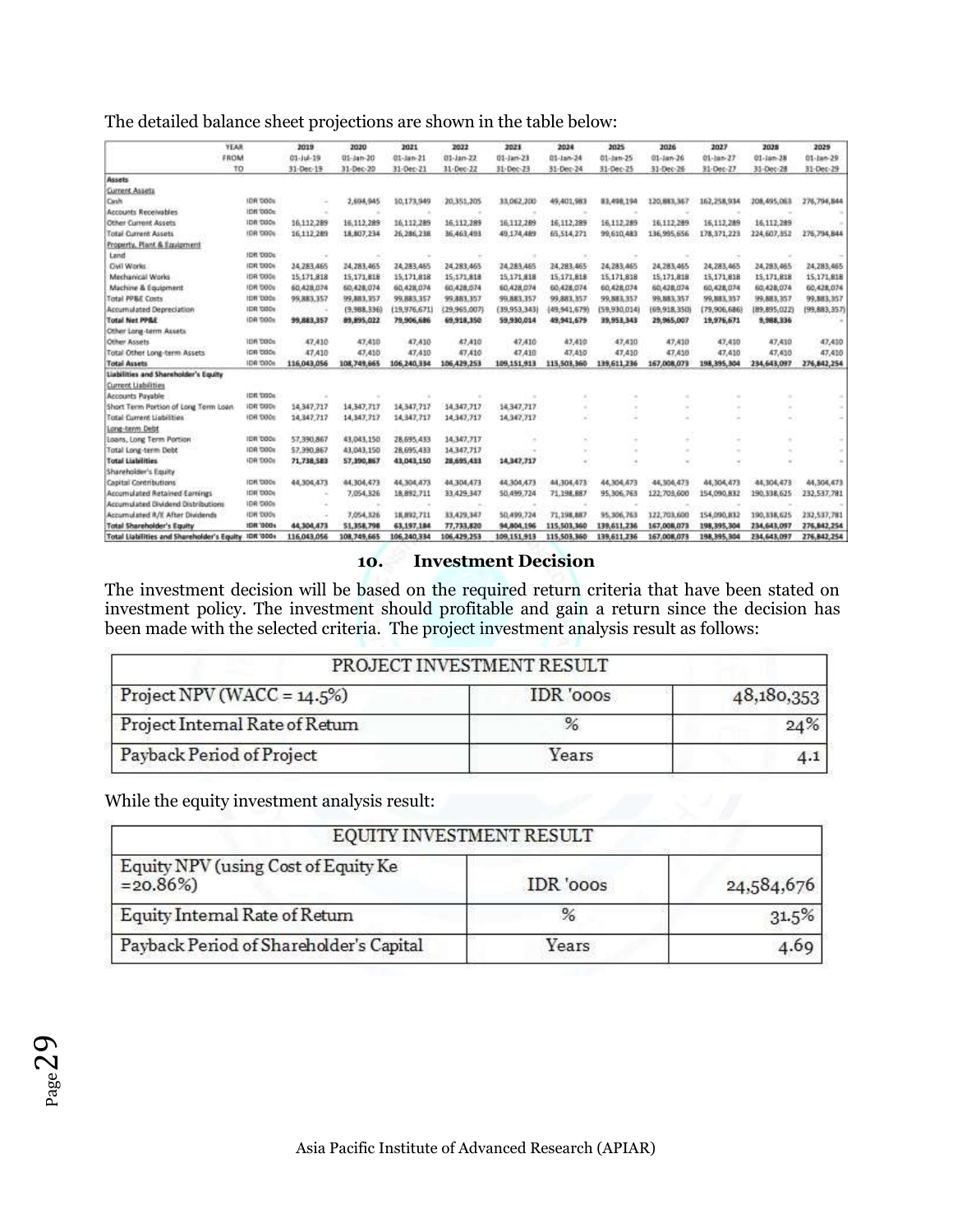The detailed balance sheet projections are shown in the table below:

| YEAR | | 2019 | 2020 | 2021 | 2022 | 2023 | 2024 | 2025 | 2026 | 2027 | 2028 | 2029 |
|---|---|---|---|---|---|---|---|---|---|---|---|---|
| FROM | | 01-Jul-19 | 01-Jan-20 | 01-Jan-21 | 01-Jan-22 | 01-Jan-23 | 01-Jan-24 | 01-Jan-25 | 01-Jan-26 | 01-Jan-27 | 01-Jan-28 | 01-Jan-29 |
| TO | | 31-Dec-19 | 31-Dec-20 | 31-Dec-21 | 31-Dec-22 | 31-Dec-23 | 31-Dec-24 | 31-Dec-25 | 31-Dec-26 | 31-Dec-27 | 31-Dec-28 | 31-Dec-29 |
| **Assets** | | | | | | | | | | | | |
| Current Assets | | | | | | | | | | | | |
| Cash | IDR '000s | - | 2,694,945 | 10,173,949 | 20,351,205 | 33,062,200 | 49,401,983 | 83,498,194 | 120,883,367 | 162,258,934 | 208,495,063 | 276,794,844 |
| Accounts Receivables | IDR '000s | - | - | - | - | - | - | - | - | - | - | - |
| Other Current Assets | IDR '000s | 16,112,289 | 16,112,289 | 16,112,289 | 16,112,289 | 16,112,289 | 16,112,289 | 16,112,289 | 16,112,289 | 16,112,289 | 16,112,289 | - |
| Total Current Assets | IDR '000s | 16,112,289 | 18,807,234 | 26,286,238 | 36,463,493 | 49,174,489 | 65,514,271 | 99,610,483 | 136,995,656 | 178,371,223 | 224,607,352 | 276,794,844 |
| Property, Plant & Equipment | | | | | | | | | | | | |
| Land | IDR '000s | - | - | - | - | - | - | - | - | - | - | - |
| Civil Works | IDR '000s | 24,283,465 | 24,283,465 | 24,283,465 | 24,283,465 | 24,283,465 | 24,283,465 | 24,283,465 | 24,283,465 | 24,283,465 | 24,283,465 | 24,283,465 |
| Mechanical Works | IDR '000s | 15,171,818 | 15,171,818 | 15,171,818 | 15,171,818 | 15,171,818 | 15,171,818 | 15,171,818 | 15,171,818 | 15,171,818 | 15,171,818 | 15,171,818 |
| Machine & Equipment | IDR '000s | 60,428,074 | 60,428,074 | 60,428,074 | 60,428,074 | 60,428,074 | 60,428,074 | 60,428,074 | 60,428,074 | 60,428,074 | 60,428,074 | 60,428,074 |
| Total PP&E Costs | IDR '000s | 99,883,357 | 99,883,357 | 99,883,357 | 99,883,357 | 99,883,357 | 99,883,357 | 99,883,357 | 99,883,357 | 99,883,357 | 99,883,357 | 99,883,357 |
| Accumulated Depreciation | IDR '000s | - | (9,988,336) | (19,976,671) | (29,965,007) | (39,953,343) | (49,941,679) | (59,930,014) | (69,918,350) | (79,906,686) | (89,895,022) | (99,883,357) |
| **Total Net PP&E** | IDR '000s | 99,883,357 | 89,895,022 | 79,906,686 | 69,918,350 | 59,930,014 | 49,941,679 | 39,953,343 | 29,965,007 | 19,976,671 | 9,988,336 | - |
| Other Long-term Assets | | | | | | | | | | | | |
| Other Assets | IDR '000s | 47,410 | 47,410 | 47,410 | 47,410 | 47,410 | 47,410 | 47,410 | 47,410 | 47,410 | 47,410 | 47,410 |
| Total Other Long-term Assets | IDR '000s | 47,410 | 47,410 | 47,410 | 47,410 | 47,410 | 47,410 | 47,410 | 47,410 | 47,410 | 47,410 | 47,410 |
| **Total Assets** | IDR '000s | 116,043,056 | 108,749,665 | 106,240,334 | 106,429,253 | 109,151,913 | 115,503,360 | 139,611,236 | 167,008,073 | 198,395,304 | 234,643,097 | 276,842,254 |
| **Liabilities and Shareholder's Equity** | | | | | | | | | | | | |
| Current Liabilities | | | | | | | | | | | | |
| Accounts Payable | IDR '000s | - | - | - | - | - | - | - | - | - | - | - |
| Short Term Portion of Long Term Loan | IDR '000s | 14,347,717 | 14,347,717 | 14,347,717 | 14,347,717 | 14,347,717 | - | - | - | - | - | - |
| Total Current Liabilities | IDR '000s | 14,347,717 | 14,347,717 | 14,347,717 | 14,347,717 | 14,347,717 | - | - | - | - | - | - |
| Long-term Debt | | | | | | | | | | | | |
| Loans, Long Term Portion | IDR '000s | 57,390,867 | 43,043,150 | 28,695,433 | 14,347,717 | - | - | - | - | - | - | - |
| Total Long-term Debt | IDR '000s | 57,390,867 | 43,043,150 | 28,695,433 | 14,347,717 | - | - | - | - | - | - | - |
| **Total Liabilities** | IDR '000s | 71,738,583 | 57,390,867 | 43,043,150 | 28,695,433 | 14,347,717 | - | - | - | - | - | - |
| Shareholder's Equity | | | | | | | | | | | | |
| Capital Contributions | IDR '000s | 44,304,473 | 44,304,473 | 44,304,473 | 44,304,473 | 44,304,473 | 44,304,473 | 44,304,473 | 44,304,473 | 44,304,473 | 44,304,473 | 44,304,473 |
| Accumulated Retained Earnings | IDR '000s | - | 7,054,326 | 18,892,711 | 33,429,347 | 50,499,724 | 71,198,887 | 95,306,763 | 122,703,600 | 154,090,832 | 190,338,625 | 232,537,781 |
| Accumulated Dividend Distributions | IDR '000s | - | - | - | - | - | - | - | - | - | - | - |
| Accumulated R/E After Dividends | IDR '000s | - | 7,054,326 | 18,892,711 | 33,429,347 | 50,499,724 | 71,198,887 | 95,306,763 | 122,703,600 | 154,090,832 | 190,338,625 | 232,537,781 |
| **Total Shareholder's Equity** | IDR '000s | 44,304,473 | 51,358,798 | 63,197,184 | 77,733,820 | 94,804,196 | 115,503,360 | 139,611,236 | 167,008,073 | 198,395,304 | 234,643,097 | 276,842,254 |
| **Total Liabilities and Shareholder's Equity** | IDR '000s | 116,043,056 | 108,749,665 | 106,240,334 | 106,429,253 | 109,151,913 | 115,503,360 | 139,611,236 | 167,008,073 | 198,395,304 | 234,643,097 | 276,842,254 |

## 10. Investment Decision

The investment decision will be based on the required return criteria that have been stated on investment policy. The investment should profitable and gain a return since the decision has been made with the selected criteria. The project investment analysis result as follows:

| PROJECT INVESTMENT RESULT | | |
|---|---|---|
| Project NPV (WACC = 14.5%) | IDR '000s | 48,180,353 |
| Project Internal Rate of Return | % | 24% |
| Payback Period of Project | Years | 4.1 |

While the equity investment analysis result:

| EQUITY INVESTMENT RESULT | | |
|---|---|---|
| Equity NPV (using Cost of Equity Ke =20.86%) | IDR '000s | 24,584,676 |
| Equity Internal Rate of Return | % | 31.5% |
| Payback Period of Shareholder's Capital | Years | 4.69 |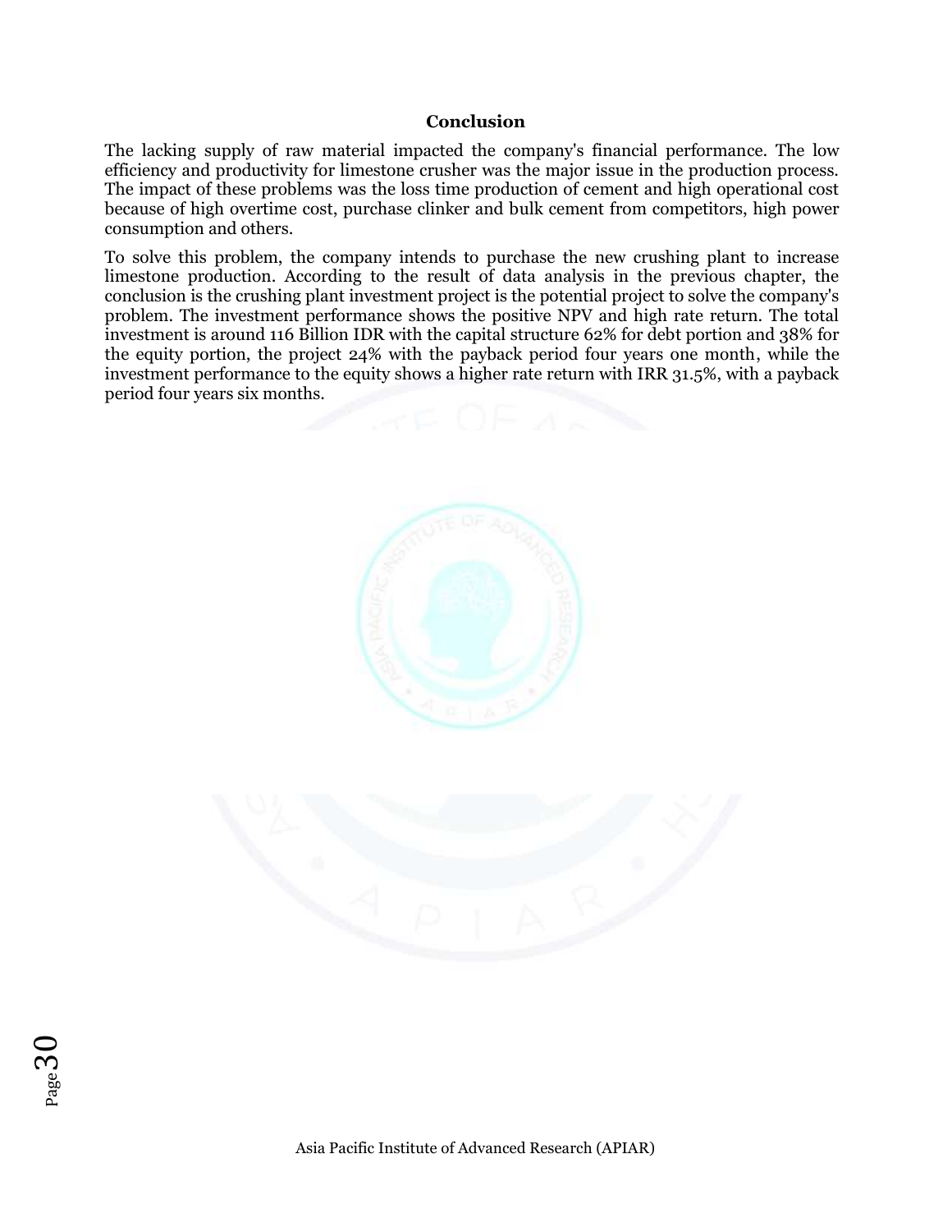## Conclusion

The lacking supply of raw material impacted the company's financial performance. The low efficiency and productivity for limestone crusher was the major issue in the production process. The impact of these problems was the loss time production of cement and high operational cost because of high overtime cost, purchase clinker and bulk cement from competitors, high power consumption and others.

To solve this problem, the company intends to purchase the new crushing plant to increase limestone production. According to the result of data analysis in the previous chapter, the conclusion is the crushing plant investment project is the potential project to solve the company's problem. The investment performance shows the positive NPV and high rate return. The total investment is around 116 Billion IDR with the capital structure 62% for debt portion and 38% for the equity portion, the project 24% with the payback period four years one month, while the investment performance to the equity shows a higher rate return with IRR 31.5%, with a payback period four years six months.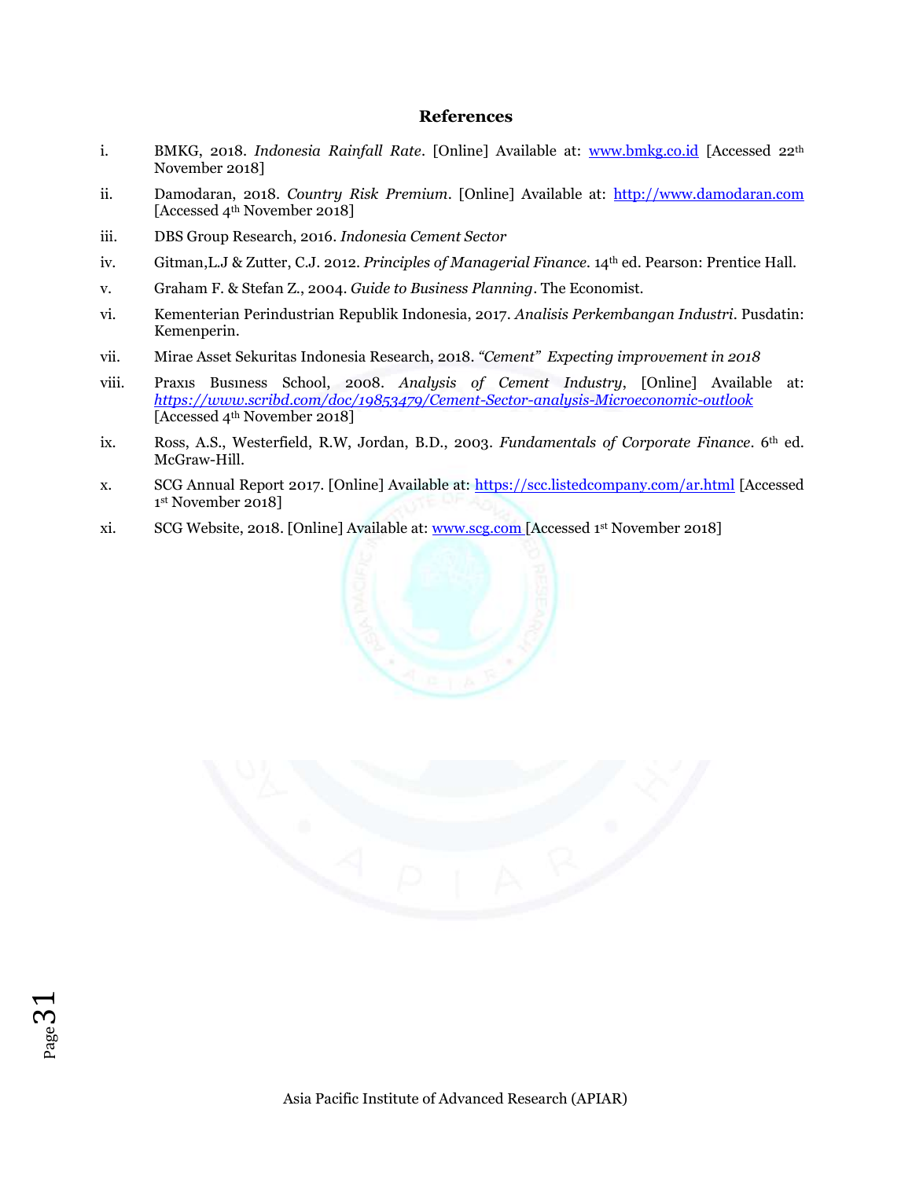## References

i. BMKG, 2018. *Indonesia Rainfall Rate*. [Online] Available at: www.bmkg.co.id [Accessed 22th November 2018]

ii. Damodaran, 2018. *Country Risk Premium*. [Online] Available at: http://www.damodaran.com [Accessed 4th November 2018]

iii. DBS Group Research, 2016. *Indonesia Cement Sector*

iv. Gitman,L.J & Zutter, C.J. 2012. *Principles of Managerial Finance.* 14th ed. Pearson: Prentice Hall.

v. Graham F. & Stefan Z., 2004. *Guide to Business Planning*. The Economist.

vi. Kementerian Perindustrian Republik Indonesia, 2017. *Analisis Perkembangan Industri*. Pusdatin: Kemenperin.

vii. Mirae Asset Sekuritas Indonesia Research, 2018. *"Cement" Expecting improvement in 2018*

viii. Praxıs Busıness School, 2008. *Analysis of Cement Industry*, [Online] Available at: *https://www.scribd.com/doc/19853479/Cement-Sector-analysis-Microeconomic-outlook* [Accessed 4th November 2018]

ix. Ross, A.S., Westerfield, R.W, Jordan, B.D., 2003. *Fundamentals of Corporate Finance*. 6th ed. McGraw-Hill.

x. SCG Annual Report 2017. [Online] Available at: https://scc.listedcompany.com/ar.html [Accessed 1st November 2018]

xi. SCG Website, 2018. [Online] Available at: www.scg.com [Accessed 1st November 2018]